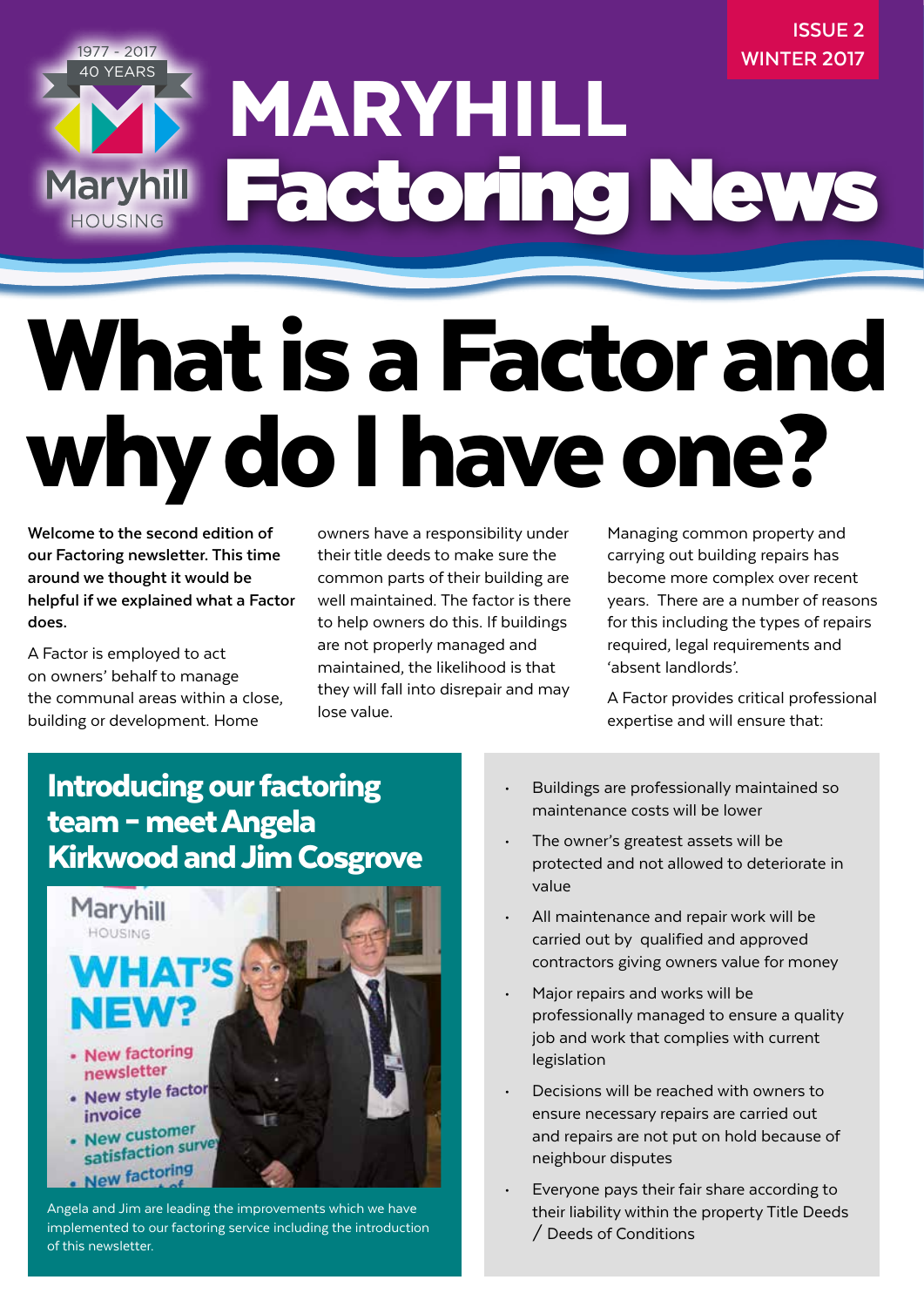ISSUE 2
WINTER 2017

1977 - 2017
40 YEARS

Maryhill HOUSING

# MARYHILL Factoring News

# What is a Factor and why do I have one?

**Welcome to the second edition of our Factoring newsletter. This time around we thought it would be helpful if we explained what a Factor does.**

A Factor is employed to act on owners' behalf to manage the communal areas within a close, building or development. Home owners have a responsibility under their title deeds to make sure the common parts of their building are well maintained. The factor is there to help owners do this. If buildings are not properly managed and maintained, the likelihood is that they will fall into disrepair and may lose value.

Managing common property and carrying out building repairs has become more complex over recent years. There are a number of reasons for this including the types of repairs required, legal requirements and 'absent landlords'.

A Factor provides critical professional expertise and will ensure that:

- Buildings are professionally maintained so maintenance costs will be lower
- The owner's greatest assets will be protected and not allowed to deteriorate in value
- All maintenance and repair work will be carried out by qualified and approved contractors giving owners value for money
- Major repairs and works will be professionally managed to ensure a quality job and work that complies with current legislation
- Decisions will be reached with owners to ensure necessary repairs are carried out and repairs are not put on hold because of neighbour disputes
- Everyone pays their fair share according to their liability within the property Title Deeds / Deeds of Conditions

## Introducing our factoring team - meet Angela Kirkwood and Jim Cosgrove

Angela and Jim are leading the improvements which we have implemented to our factoring service including the introduction of this newsletter.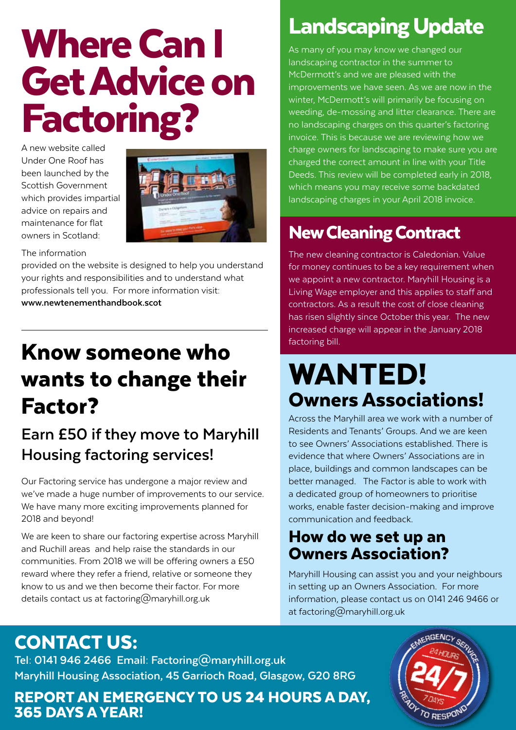# Where Can I Get Advice on Factoring?

A new website called Under One Roof has been launched by the Scottish Government which provides impartial advice on repairs and maintenance for flat owners in Scotland:

The information provided on the website is designed to help you understand your rights and responsibilities and to understand what professionals tell you. For more information visit: **www.newtenementhandbook.scot**

---

# Know someone who wants to change their Factor?

## Earn £50 if they move to Maryhill Housing factoring services!

Our Factoring service has undergone a major review and we've made a huge number of improvements to our service. We have many more exciting improvements planned for 2018 and beyond!

We are keen to share our factoring expertise across Maryhill and Ruchill areas and help raise the standards in our communities. From 2018 we will be offering owners a £50 reward where they refer a friend, relative or someone they know to us and we then become their factor. For more details contact us at factoring@maryhill.org.uk

# Landscaping Update

As many of you may know we changed our landscaping contractor in the summer to McDermott's and we are pleased with the improvements we have seen. As we are now in the winter, McDermott's will primarily be focusing on weeding, de-mossing and litter clearance. There are no landscaping charges on this quarter's factoring invoice. This is because we are reviewing how we charge owners for landscaping to make sure you are charged the correct amount in line with your Title Deeds. This review will be completed early in 2018, which means you may receive some backdated landscaping charges in your April 2018 invoice.

# New Cleaning Contract

The new cleaning contractor is Caledonian. Value for money continues to be a key requirement when we appoint a new contractor. Maryhill Housing is a Living Wage employer and this applies to staff and contractors. As a result the cost of close cleaning has risen slightly since October this year. The new increased charge will appear in the January 2018 factoring bill.

# WANTED!

## Owners Associations!

Across the Maryhill area we work with a number of Residents and Tenants' Groups. And we are keen to see Owners' Associations established. There is evidence that where Owners' Associations are in place, buildings and common landscapes can be better managed. The Factor is able to work with a dedicated group of homeowners to prioritise works, enable faster decision-making and improve communication and feedback.

## How do we set up an Owners Association?

Maryhill Housing can assist you and your neighbours in setting up an Owners Association. For more information, please contact us on 0141 246 9466 or at factoring@maryhill.org.uk

# CONTACT US:

Tel: 0141 946 2466 Email: Factoring@maryhill.org.uk

Maryhill Housing Association, 45 Garrioch Road, Glasgow, G20 8RG

**REPORT AN EMERGENCY TO US 24 HOURS A DAY, 365 DAYS A YEAR!**

EMERGENCY SERVICE 24 HOURS 24/7 7 DAYS READY TO RESPOND